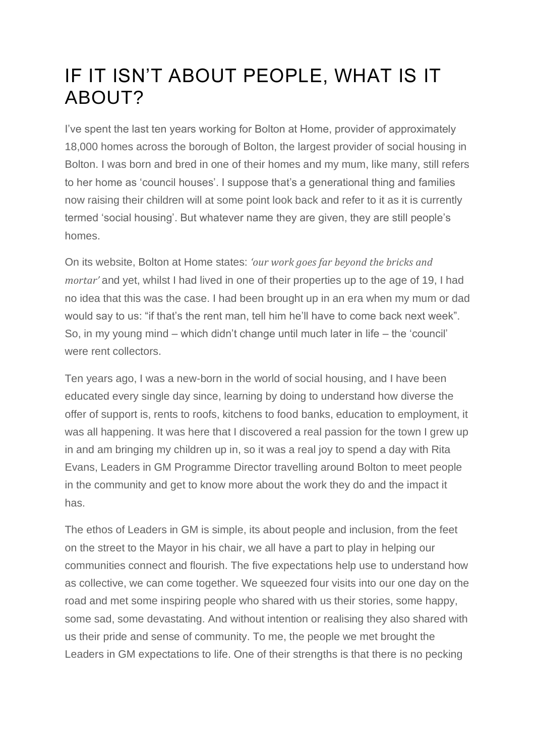# IF IT ISN'T ABOUT PEOPLE, WHAT IS IT ABOUT?

I've spent the last ten years working for Bolton at Home, provider of approximately 18,000 homes across the borough of Bolton, the largest provider of social housing in Bolton. I was born and bred in one of their homes and my mum, like many, still refers to her home as 'council houses'. I suppose that's a generational thing and families now raising their children will at some point look back and refer to it as it is currently termed 'social housing'. But whatever name they are given, they are still people's homes.

On its website, Bolton at Home states: *'our work goes far beyond the bricks and mortar'* and yet, whilst I had lived in one of their properties up to the age of 19, I had no idea that this was the case. I had been brought up in an era when my mum or dad would say to us: "if that's the rent man, tell him he'll have to come back next week". So, in my young mind – which didn't change until much later in life – the 'council' were rent collectors.

Ten years ago, I was a new-born in the world of social housing, and I have been educated every single day since, learning by doing to understand how diverse the offer of support is, rents to roofs, kitchens to food banks, education to employment, it was all happening. It was here that I discovered a real passion for the town I grew up in and am bringing my children up in, so it was a real joy to spend a day with Rita Evans, Leaders in GM Programme Director travelling around Bolton to meet people in the community and get to know more about the work they do and the impact it has.

The ethos of Leaders in GM is simple, its about people and inclusion, from the feet on the street to the Mayor in his chair, we all have a part to play in helping our communities connect and flourish. The five expectations help use to understand how as collective, we can come together. We squeezed four visits into our one day on the road and met some inspiring people who shared with us their stories, some happy, some sad, some devastating. And without intention or realising they also shared with us their pride and sense of community. To me, the people we met brought the Leaders in GM expectations to life. One of their strengths is that there is no pecking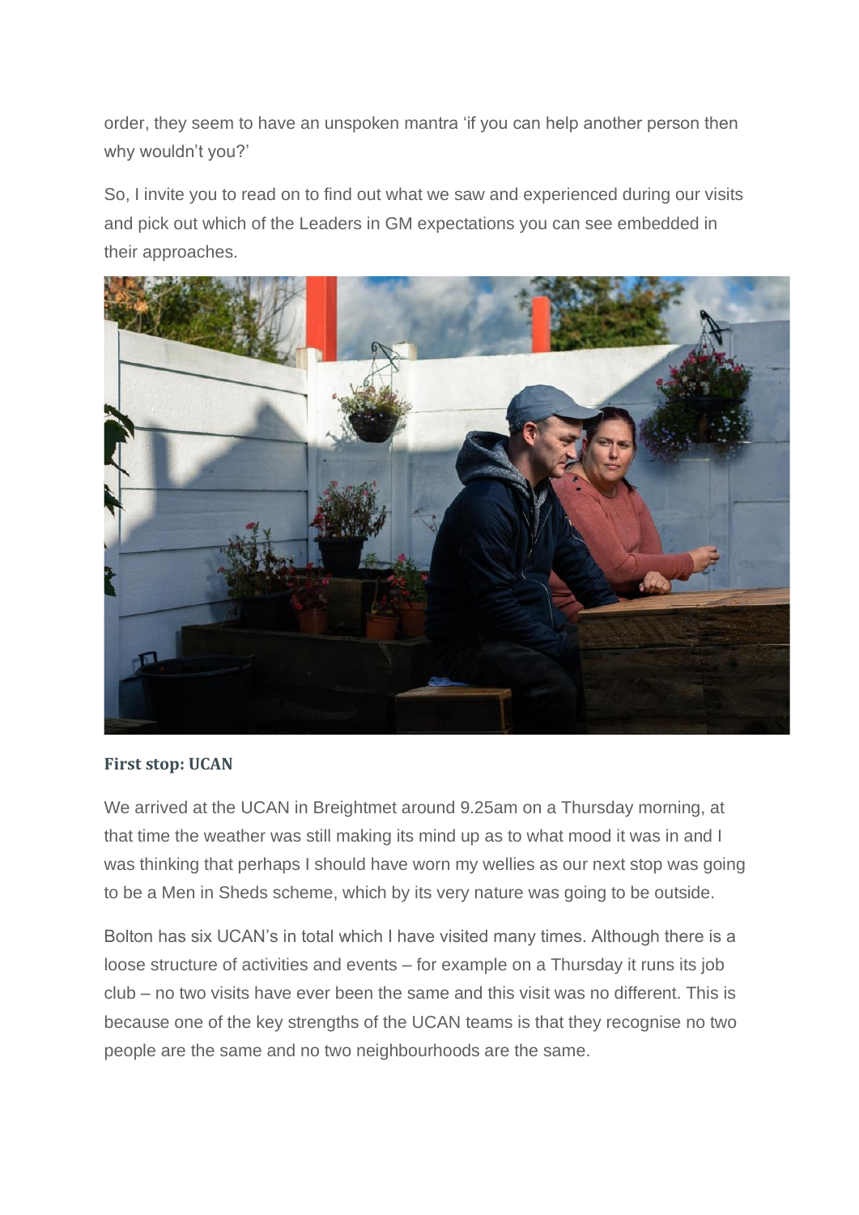order, they seem to have an unspoken mantra 'if you can help another person then why wouldn't you?'

So, I invite you to read on to find out what we saw and experienced during our visits and pick out which of the Leaders in GM expectations you can see embedded in their approaches.

**First stop: UCAN**

We arrived at the UCAN in Breightmet around 9.25am on a Thursday morning, at that time the weather was still making its mind up as to what mood it was in and I was thinking that perhaps I should have worn my wellies as our next stop was going to be a Men in Sheds scheme, which by its very nature was going to be outside.

Bolton has six UCAN's in total which I have visited many times. Although there is a loose structure of activities and events – for example on a Thursday it runs its job club – no two visits have ever been the same and this visit was no different. This is because one of the key strengths of the UCAN teams is that they recognise no two people are the same and no two neighbourhoods are the same.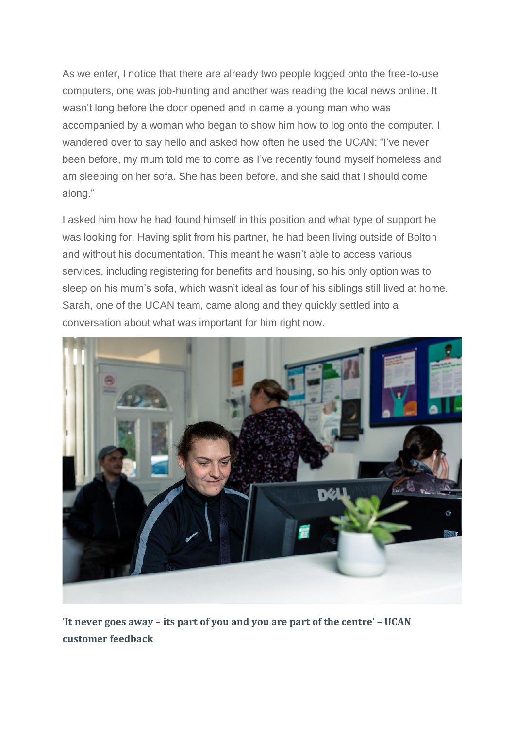As we enter, I notice that there are already two people logged onto the free-to-use computers, one was job-hunting and another was reading the local news online. It wasn't long before the door opened and in came a young man who was accompanied by a woman who began to show him how to log onto the computer. I wandered over to say hello and asked how often he used the UCAN: "I've never been before, my mum told me to come as I've recently found myself homeless and am sleeping on her sofa. She has been before, and she said that I should come along."

I asked him how he had found himself in this position and what type of support he was looking for. Having split from his partner, he had been living outside of Bolton and without his documentation. This meant he wasn't able to access various services, including registering for benefits and housing, so his only option was to sleep on his mum's sofa, which wasn't ideal as four of his siblings still lived at home. Sarah, one of the UCAN team, came along and they quickly settled into a conversation about what was important for him right now.

**'It never goes away – its part of you and you are part of the centre' – UCAN customer feedback**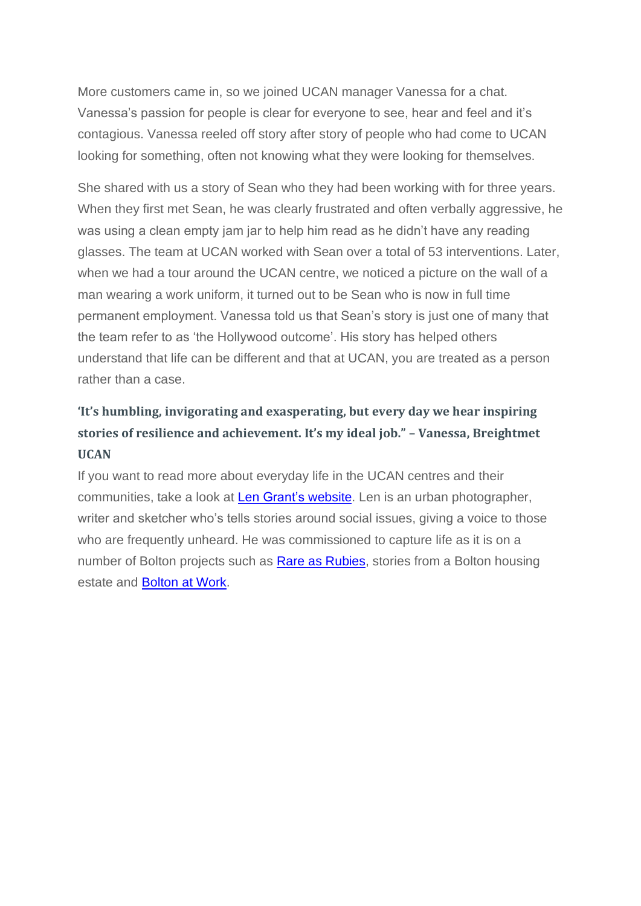More customers came in, so we joined UCAN manager Vanessa for a chat. Vanessa's passion for people is clear for everyone to see, hear and feel and it's contagious. Vanessa reeled off story after story of people who had come to UCAN looking for something, often not knowing what they were looking for themselves.

She shared with us a story of Sean who they had been working with for three years. When they first met Sean, he was clearly frustrated and often verbally aggressive, he was using a clean empty jam jar to help him read as he didn't have any reading glasses. The team at UCAN worked with Sean over a total of 53 interventions. Later, when we had a tour around the UCAN centre, we noticed a picture on the wall of a man wearing a work uniform, it turned out to be Sean who is now in full time permanent employment. Vanessa told us that Sean's story is just one of many that the team refer to as 'the Hollywood outcome'. His story has helped others understand that life can be different and that at UCAN, you are treated as a person rather than a case.

**'It's humbling, invigorating and exasperating, but every day we hear inspiring stories of resilience and achievement. It's my ideal job." – Vanessa, Breightmet UCAN**

If you want to read more about everyday life in the UCAN centres and their communities, take a look at Len Grant's website. Len is an urban photographer, writer and sketcher who's tells stories around social issues, giving a voice to those who are frequently unheard. He was commissioned to capture life as it is on a number of Bolton projects such as Rare as Rubies, stories from a Bolton housing estate and Bolton at Work.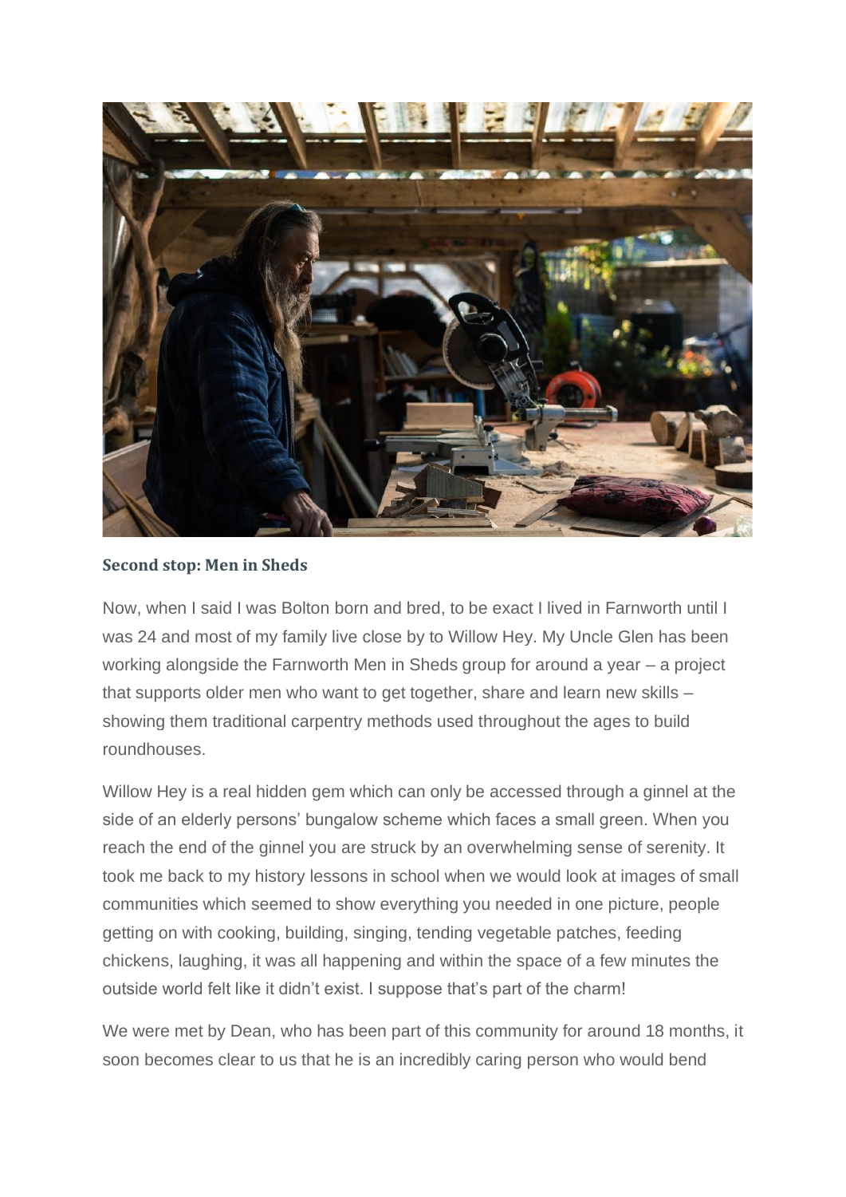**Second stop: Men in Sheds**

Now, when I said I was Bolton born and bred, to be exact I lived in Farnworth until I was 24 and most of my family live close by to Willow Hey. My Uncle Glen has been working alongside the Farnworth Men in Sheds group for around a year – a project that supports older men who want to get together, share and learn new skills – showing them traditional carpentry methods used throughout the ages to build roundhouses.

Willow Hey is a real hidden gem which can only be accessed through a ginnel at the side of an elderly persons' bungalow scheme which faces a small green. When you reach the end of the ginnel you are struck by an overwhelming sense of serenity. It took me back to my history lessons in school when we would look at images of small communities which seemed to show everything you needed in one picture, people getting on with cooking, building, singing, tending vegetable patches, feeding chickens, laughing, it was all happening and within the space of a few minutes the outside world felt like it didn't exist. I suppose that's part of the charm!

We were met by Dean, who has been part of this community for around 18 months, it soon becomes clear to us that he is an incredibly caring person who would bend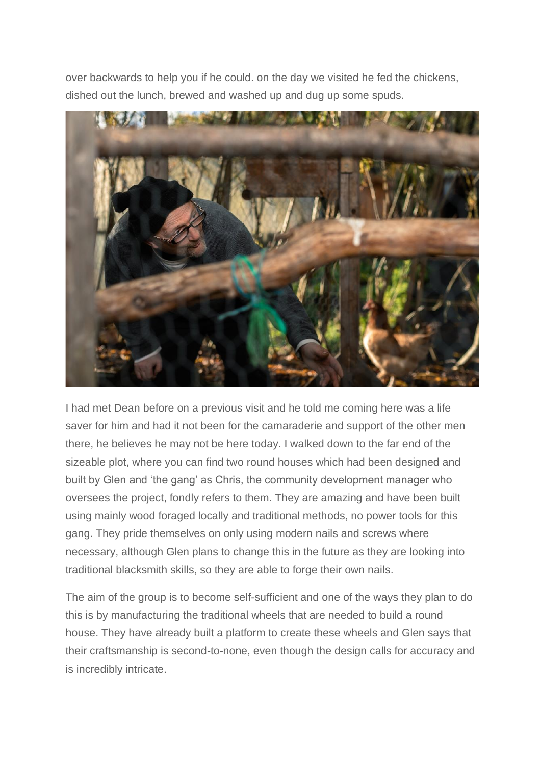over backwards to help you if he could. on the day we visited he fed the chickens, dished out the lunch, brewed and washed up and dug up some spuds.

I had met Dean before on a previous visit and he told me coming here was a life saver for him and had it not been for the camaraderie and support of the other men there, he believes he may not be here today. I walked down to the far end of the sizeable plot, where you can find two round houses which had been designed and built by Glen and 'the gang' as Chris, the community development manager who oversees the project, fondly refers to them. They are amazing and have been built using mainly wood foraged locally and traditional methods, no power tools for this gang. They pride themselves on only using modern nails and screws where necessary, although Glen plans to change this in the future as they are looking into traditional blacksmith skills, so they are able to forge their own nails.

The aim of the group is to become self-sufficient and one of the ways they plan to do this is by manufacturing the traditional wheels that are needed to build a round house. They have already built a platform to create these wheels and Glen says that their craftsmanship is second-to-none, even though the design calls for accuracy and is incredibly intricate.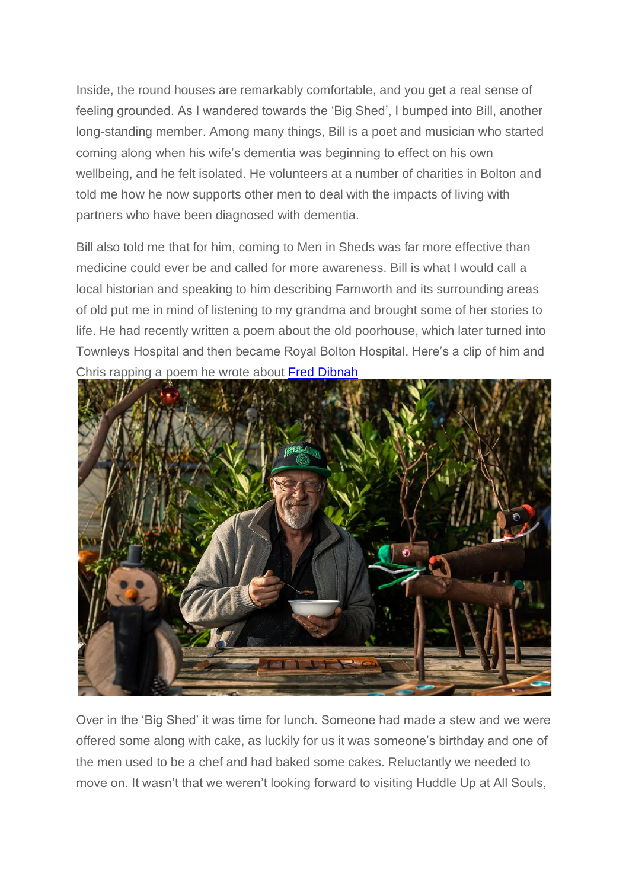Inside, the round houses are remarkably comfortable, and you get a real sense of feeling grounded. As I wandered towards the 'Big Shed', I bumped into Bill, another long-standing member. Among many things, Bill is a poet and musician who started coming along when his wife's dementia was beginning to effect on his own wellbeing, and he felt isolated. He volunteers at a number of charities in Bolton and told me how he now supports other men to deal with the impacts of living with partners who have been diagnosed with dementia.

Bill also told me that for him, coming to Men in Sheds was far more effective than medicine could ever be and called for more awareness. Bill is what I would call a local historian and speaking to him describing Farnworth and its surrounding areas of old put me in mind of listening to my grandma and brought some of her stories to life. He had recently written a poem about the old poorhouse, which later turned into Townleys Hospital and then became Royal Bolton Hospital. Here's a clip of him and Chris rapping a poem he wrote about [Fred Dibnah](Fred Dibnah)

Over in the 'Big Shed' it was time for lunch. Someone had made a stew and we were offered some along with cake, as luckily for us it was someone's birthday and one of the men used to be a chef and had baked some cakes. Reluctantly we needed to move on. It wasn't that we weren't looking forward to visiting Huddle Up at All Souls,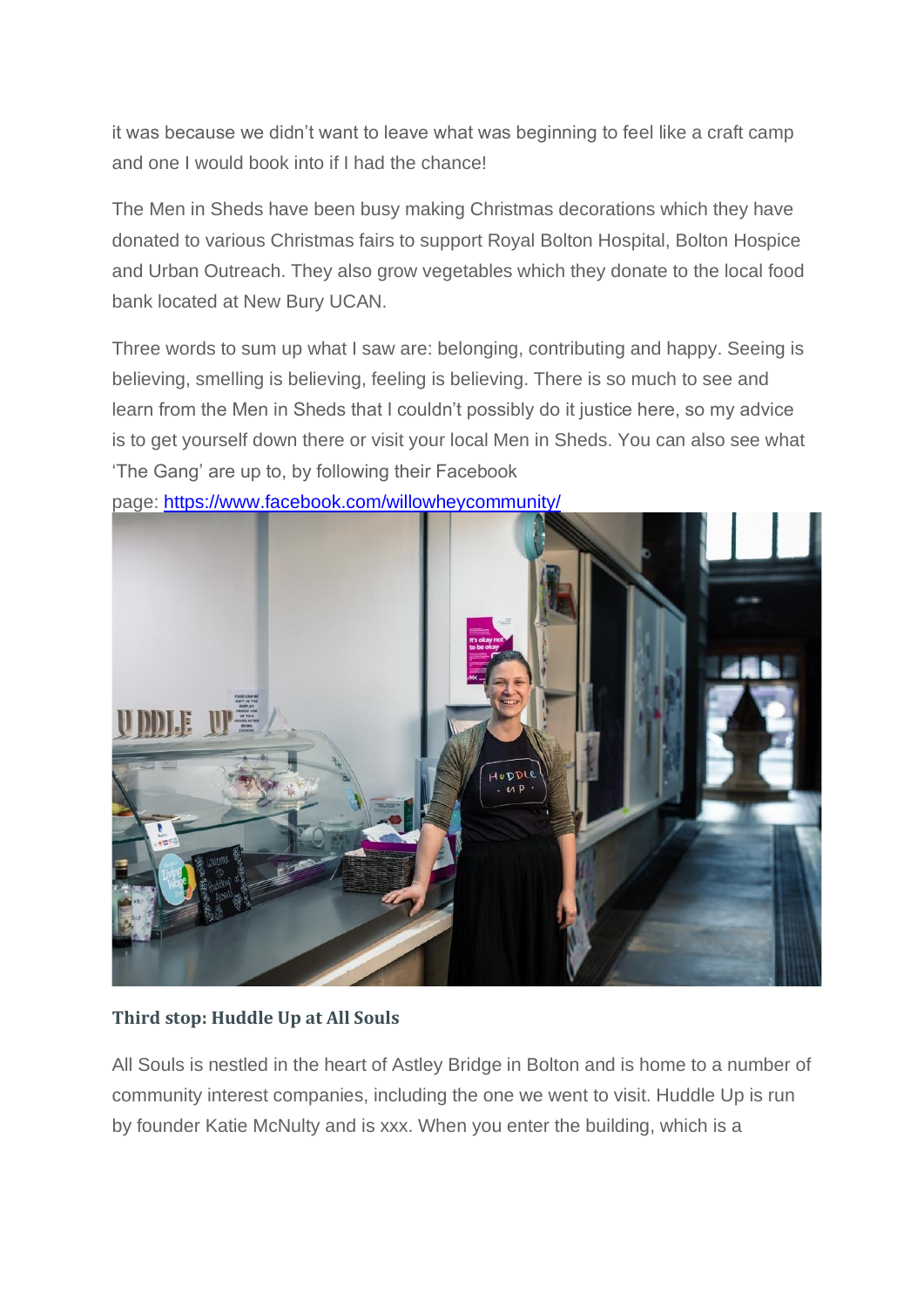it was because we didn't want to leave what was beginning to feel like a craft camp and one I would book into if I had the chance!

The Men in Sheds have been busy making Christmas decorations which they have donated to various Christmas fairs to support Royal Bolton Hospital, Bolton Hospice and Urban Outreach. They also grow vegetables which they donate to the local food bank located at New Bury UCAN.

Three words to sum up what I saw are: belonging, contributing and happy. Seeing is believing, smelling is believing, feeling is believing. There is so much to see and learn from the Men in Sheds that I couldn't possibly do it justice here, so my advice is to get yourself down there or visit your local Men in Sheds. You can also see what 'The Gang' are up to, by following their Facebook page: [https://www.facebook.com/willowheycommunity/](https://www.facebook.com/willowheycommunity/)

**Third stop: Huddle Up at All Souls**

All Souls is nestled in the heart of Astley Bridge in Bolton and is home to a number of community interest companies, including the one we went to visit. Huddle Up is run by founder Katie McNulty and is xxx. When you enter the building, which is a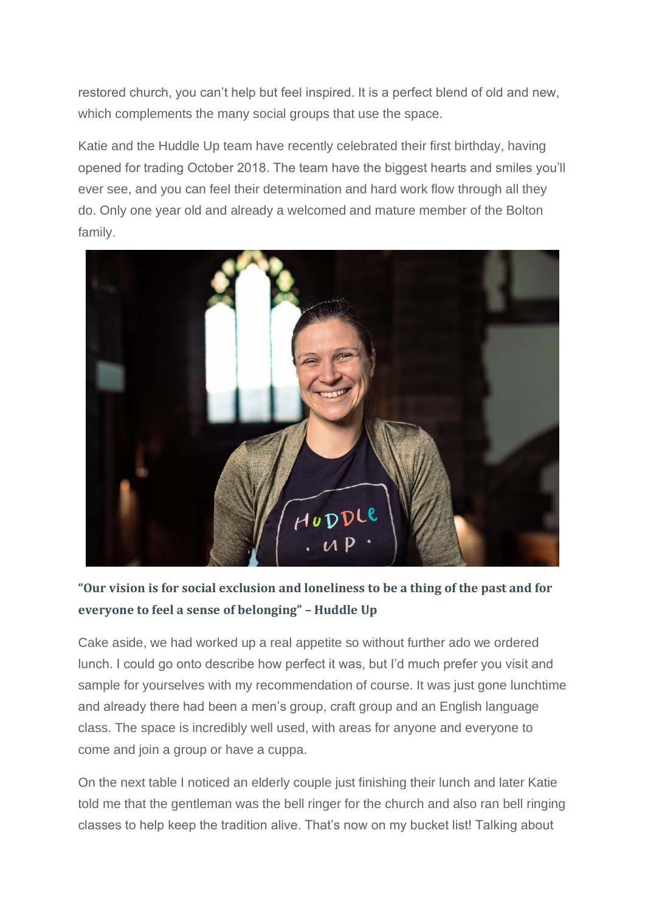restored church, you can't help but feel inspired. It is a perfect blend of old and new, which complements the many social groups that use the space.

Katie and the Huddle Up team have recently celebrated their first birthday, having opened for trading October 2018. The team have the biggest hearts and smiles you'll ever see, and you can feel their determination and hard work flow through all they do. Only one year old and already a welcomed and mature member of the Bolton family.

**"Our vision is for social exclusion and loneliness to be a thing of the past and for everyone to feel a sense of belonging" – Huddle Up**

Cake aside, we had worked up a real appetite so without further ado we ordered lunch. I could go onto describe how perfect it was, but I'd much prefer you visit and sample for yourselves with my recommendation of course. It was just gone lunchtime and already there had been a men's group, craft group and an English language class. The space is incredibly well used, with areas for anyone and everyone to come and join a group or have a cuppa.

On the next table I noticed an elderly couple just finishing their lunch and later Katie told me that the gentleman was the bell ringer for the church and also ran bell ringing classes to help keep the tradition alive. That's now on my bucket list! Talking about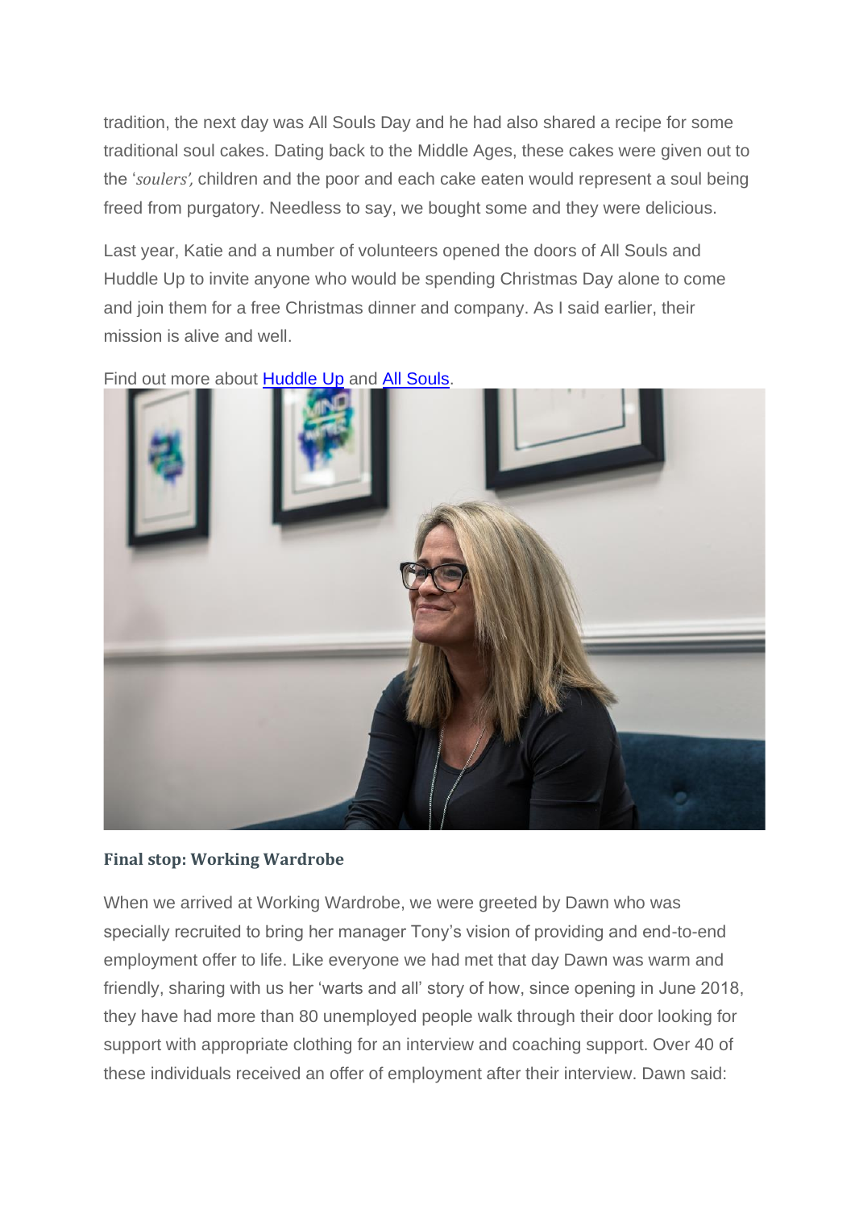tradition, the next day was All Souls Day and he had also shared a recipe for some traditional soul cakes. Dating back to the Middle Ages, these cakes were given out to the '*soulers',* children and the poor and each cake eaten would represent a soul being freed from purgatory. Needless to say, we bought some and they were delicious.

Last year, Katie and a number of volunteers opened the doors of All Souls and Huddle Up to invite anyone who would be spending Christmas Day alone to come and join them for a free Christmas dinner and company. As I said earlier, their mission is alive and well.

Find out more about [Huddle Up](#) and [All Souls](#).

**Final stop: Working Wardrobe**

When we arrived at Working Wardrobe, we were greeted by Dawn who was specially recruited to bring her manager Tony's vision of providing and end-to-end employment offer to life. Like everyone we had met that day Dawn was warm and friendly, sharing with us her 'warts and all' story of how, since opening in June 2018, they have had more than 80 unemployed people walk through their door looking for support with appropriate clothing for an interview and coaching support. Over 40 of these individuals received an offer of employment after their interview. Dawn said: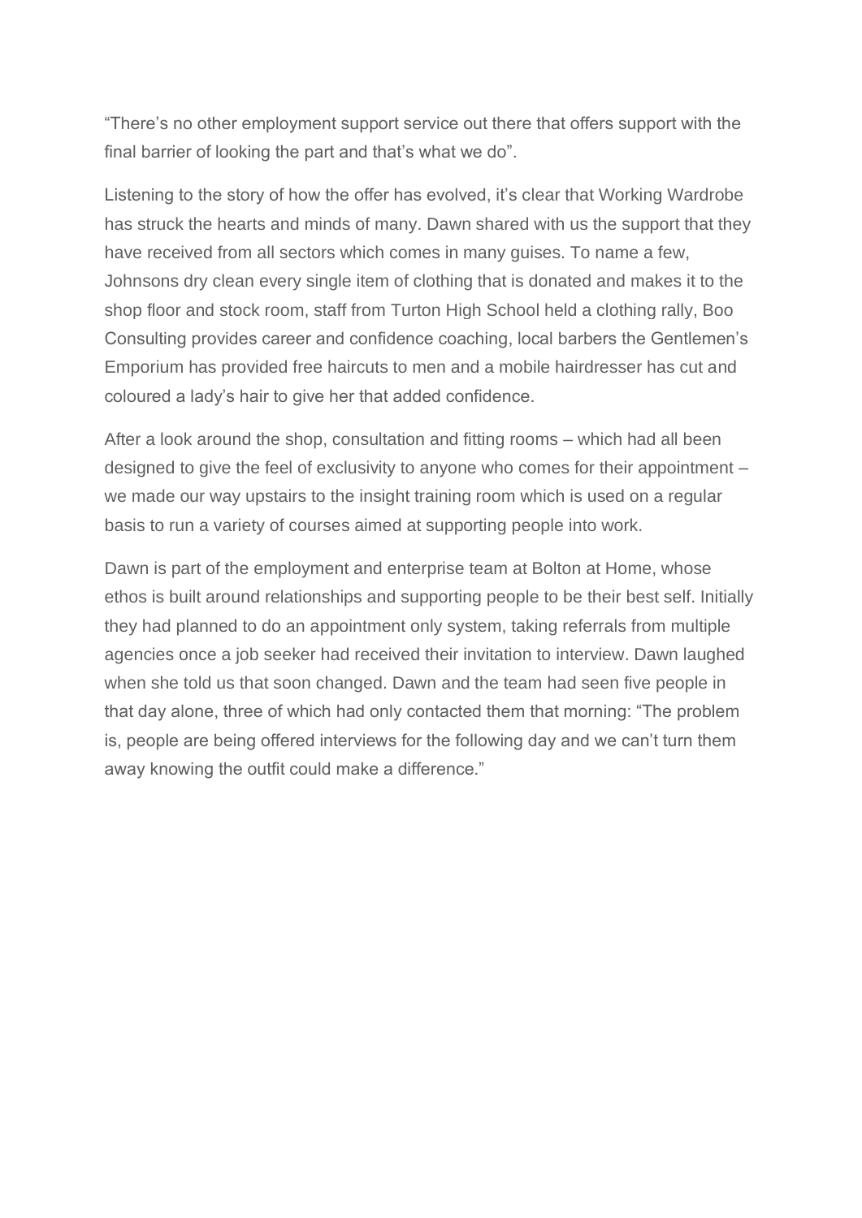“There’s no other employment support service out there that offers support with the final barrier of looking the part and that’s what we do”.

Listening to the story of how the offer has evolved, it’s clear that Working Wardrobe has struck the hearts and minds of many. Dawn shared with us the support that they have received from all sectors which comes in many guises. To name a few, Johnsons dry clean every single item of clothing that is donated and makes it to the shop floor and stock room, staff from Turton High School held a clothing rally, Boo Consulting provides career and confidence coaching, local barbers the Gentlemen’s Emporium has provided free haircuts to men and a mobile hairdresser has cut and coloured a lady’s hair to give her that added confidence.

After a look around the shop, consultation and fitting rooms – which had all been designed to give the feel of exclusivity to anyone who comes for their appointment – we made our way upstairs to the insight training room which is used on a regular basis to run a variety of courses aimed at supporting people into work.

Dawn is part of the employment and enterprise team at Bolton at Home, whose ethos is built around relationships and supporting people to be their best self. Initially they had planned to do an appointment only system, taking referrals from multiple agencies once a job seeker had received their invitation to interview. Dawn laughed when she told us that soon changed. Dawn and the team had seen five people in that day alone, three of which had only contacted them that morning: “The problem is, people are being offered interviews for the following day and we can’t turn them away knowing the outfit could make a difference.”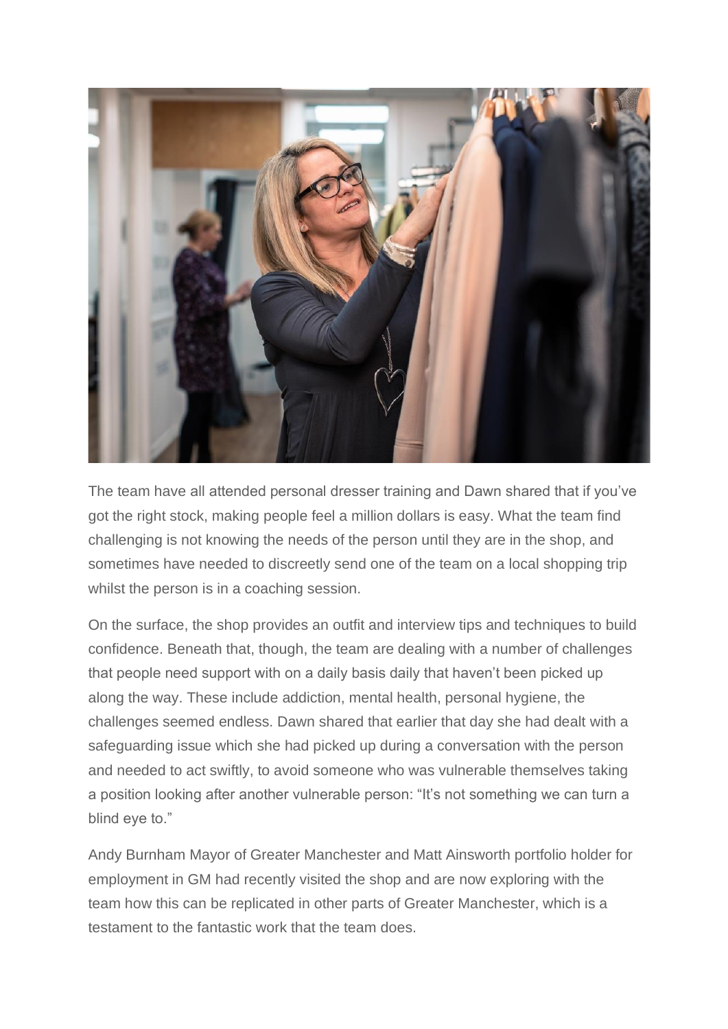The team have all attended personal dresser training and Dawn shared that if you've got the right stock, making people feel a million dollars is easy. What the team find challenging is not knowing the needs of the person until they are in the shop, and sometimes have needed to discreetly send one of the team on a local shopping trip whilst the person is in a coaching session.

On the surface, the shop provides an outfit and interview tips and techniques to build confidence. Beneath that, though, the team are dealing with a number of challenges that people need support with on a daily basis daily that haven't been picked up along the way. These include addiction, mental health, personal hygiene, the challenges seemed endless. Dawn shared that earlier that day she had dealt with a safeguarding issue which she had picked up during a conversation with the person and needed to act swiftly, to avoid someone who was vulnerable themselves taking a position looking after another vulnerable person: "It's not something we can turn a blind eye to."

Andy Burnham Mayor of Greater Manchester and Matt Ainsworth portfolio holder for employment in GM had recently visited the shop and are now exploring with the team how this can be replicated in other parts of Greater Manchester, which is a testament to the fantastic work that the team does.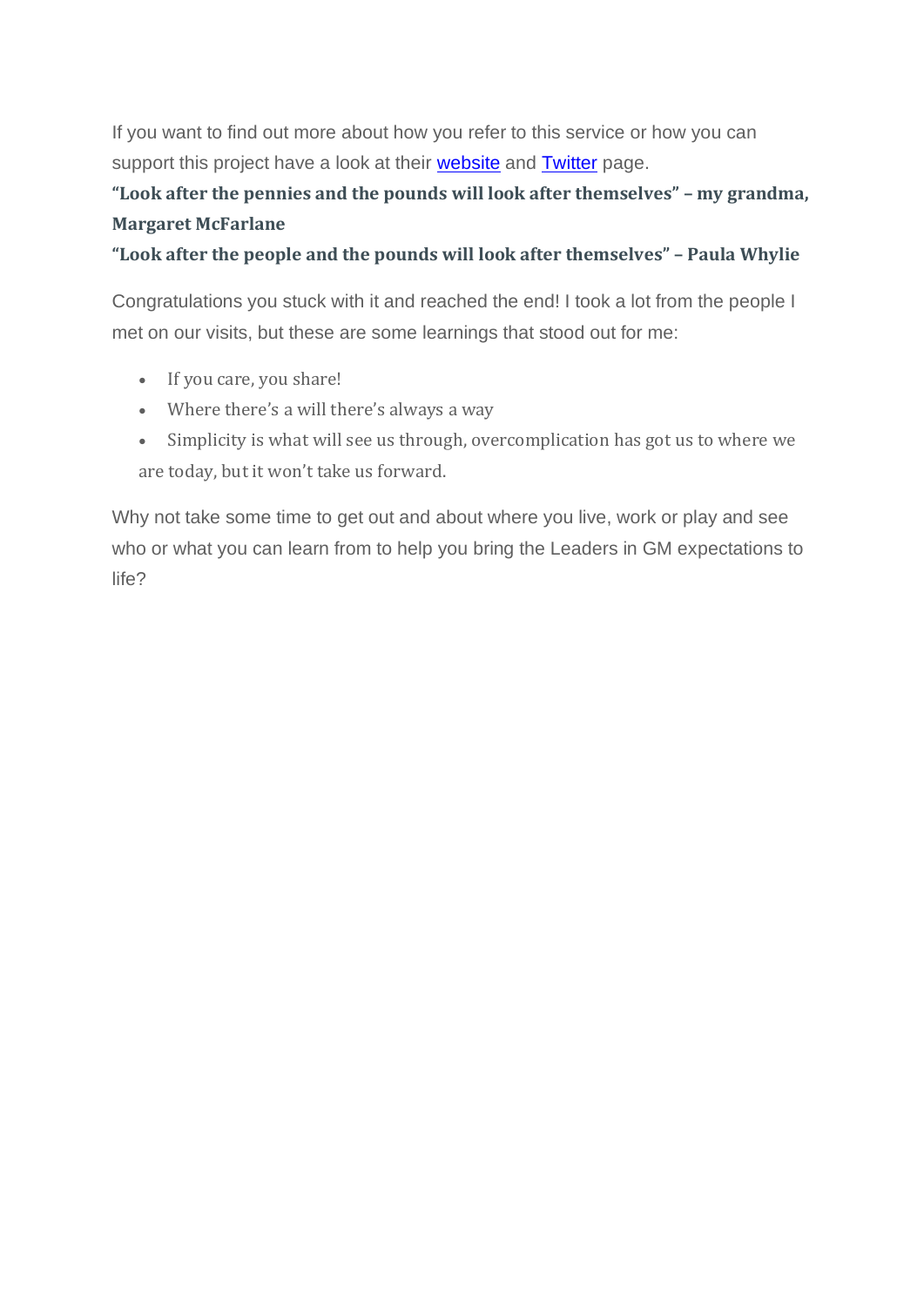If you want to find out more about how you refer to this service or how you can support this project have a look at their website and Twitter page.

**"Look after the pennies and the pounds will look after themselves" – my grandma, Margaret McFarlane**

**"Look after the people and the pounds will look after themselves" – Paula Whylie**

Congratulations you stuck with it and reached the end! I took a lot from the people I met on our visits, but these are some learnings that stood out for me:

- If you care, you share!
- Where there's a will there's always a way
- Simplicity is what will see us through, overcomplication has got us to where we are today, but it won't take us forward.

Why not take some time to get out and about where you live, work or play and see who or what you can learn from to help you bring the Leaders in GM expectations to life?